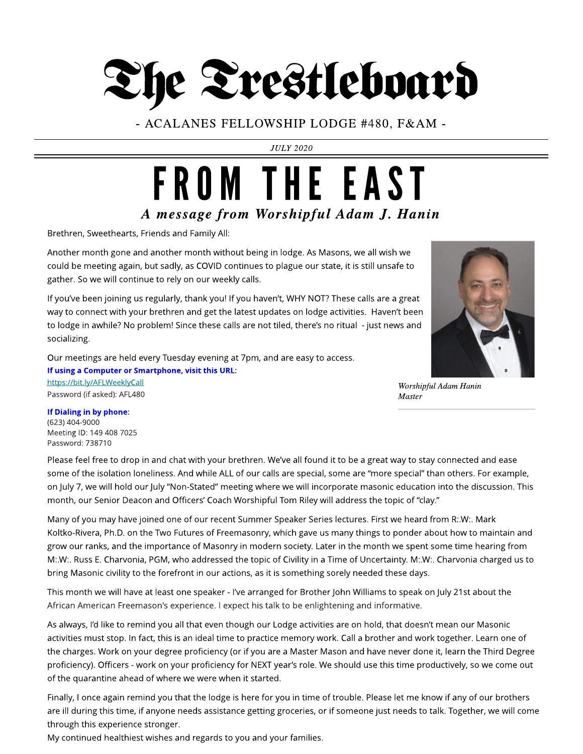# The Trestleboard

- ACALANES FELLOWSHIP LODGE #480, F&AM -

*JULY 2020*

# FROM THE EAST

### *A message from Worshipful Adam J. Hanin*

Brethren, Sweethearts, Friends and Family All:

Another month gone and another month without being in lodge. As Masons, we all wish we could be meeting again, but sadly, as COVID continues to plague our state, it is still unsafe to gather. So we will continue to rely on our weekly calls.

If you've been joining us regularly, thank you! If you haven't, WHY NOT? These calls are a great way to connect with your brethren and get the latest updates on lodge activities. Haven't been to lodge in awhile? No problem! Since these calls are not tiled, there's no ritual - just news and socializing.

*Worshipful Adam Hanin*
*Master*

Our meetings are held every Tuesday evening at 7pm, and are easy to access.

**If using a Computer or Smartphone, visit this URL:**
https://bit.ly/AFLWeeklyCall
Password (if asked): AFL480

**If Dialing in by phone:**
(623) 404-9000
Meeting ID: 149 408 7025
Password: 738710

Please feel free to drop in and chat with your brethren. We've all found it to be a great way to stay connected and ease some of the isolation loneliness. And while ALL of our calls are special, some are "more special" than others. For example, on July 7, we will hold our July "Non-Stated" meeting where we will incorporate masonic education into the discussion. This month, our Senior Deacon and Officers' Coach Worshipful Tom Riley will address the topic of "clay."

Many of you may have joined one of our recent Summer Speaker Series lectures. First we heard from R:.W:. Mark Koltko-Rivera, Ph.D. on the Two Futures of Freemasonry, which gave us many things to ponder about how to maintain and grow our ranks, and the importance of Masonry in modern society. Later in the month we spent some time hearing from M:.W:. Russ E. Charvonia, PGM, who addressed the topic of Civility in a Time of Uncertainty. M:.W:. Charvonia charged us to bring Masonic civility to the forefront in our actions, as it is something sorely needed these days.

This month we will have at least one speaker - I've arranged for Brother John Williams to speak on July 21st about the African American Freemason's experience. I expect his talk to be enlightening and informative.

As always, I'd like to remind you all that even though our Lodge activities are on hold, that doesn't mean our Masonic activities must stop. In fact, this is an ideal time to practice memory work. Call a brother and work together. Learn one of the charges. Work on your degree proficiency (or if you are a Master Mason and have never done it, learn the Third Degree proficiency). Officers - work on your proficiency for NEXT year's role. We should use this time productively, so we come out of the quarantine ahead of where we were when it started.

Finally, I once again remind you that the lodge is here for you in time of trouble. Please let me know if any of our brothers are ill during this time, if anyone needs assistance getting groceries, or if someone just needs to talk. Together, we will come through this experience stronger.

My continued healthiest wishes and regards to you and your families.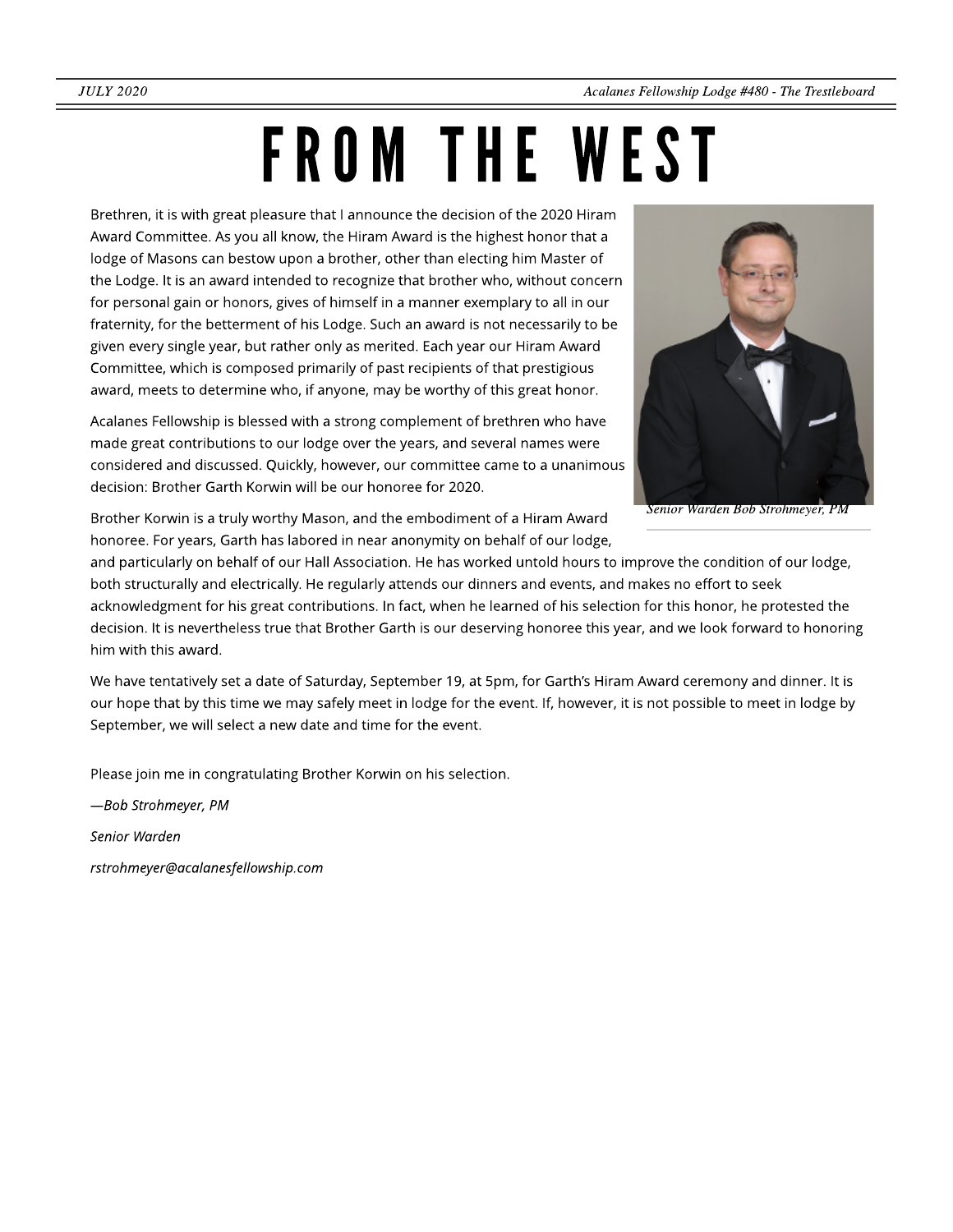# FROM THE WEST

Brethren, it is with great pleasure that I announce the decision of the 2020 Hiram Award Committee. As you all know, the Hiram Award is the highest honor that a lodge of Masons can bestow upon a brother, other than electing him Master of the Lodge. It is an award intended to recognize that brother who, without concern for personal gain or honors, gives of himself in a manner exemplary to all in our fraternity, for the betterment of his Lodge. Such an award is not necessarily to be given every single year, but rather only as merited. Each year our Hiram Award Committee, which is composed primarily of past recipients of that prestigious award, meets to determine who, if anyone, may be worthy of this great honor.

Senior Warden Bob Strohmeyer, PM

Acalanes Fellowship is blessed with a strong complement of brethren who have made great contributions to our lodge over the years, and several names were considered and discussed. Quickly, however, our committee came to a unanimous decision: Brother Garth Korwin will be our honoree for 2020.

Brother Korwin is a truly worthy Mason, and the embodiment of a Hiram Award honoree. For years, Garth has labored in near anonymity on behalf of our lodge, and particularly on behalf of our Hall Association. He has worked untold hours to improve the condition of our lodge, both structurally and electrically. He regularly attends our dinners and events, and makes no effort to seek acknowledgment for his great contributions. In fact, when he learned of his selection for this honor, he protested the decision. It is nevertheless true that Brother Garth is our deserving honoree this year, and we look forward to honoring him with this award.

We have tentatively set a date of Saturday, September 19, at 5pm, for Garth's Hiram Award ceremony and dinner. It is our hope that by this time we may safely meet in lodge for the event. If, however, it is not possible to meet in lodge by September, we will select a new date and time for the event.

Please join me in congratulating Brother Korwin on his selection.

*—Bob Strohmeyer, PM*

*Senior Warden*

*rstrohmeyer@acalanesfellowship.com*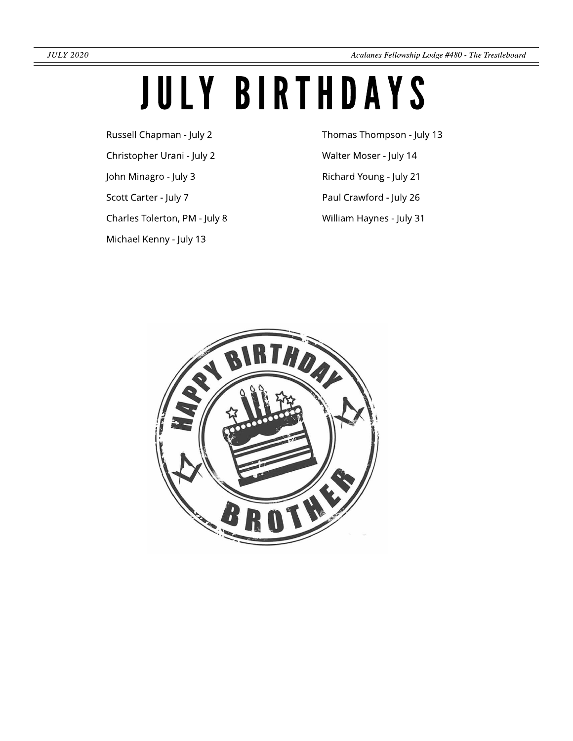# JULY BIRTHDAYS

Russell Chapman - July 2

Christopher Urani - July 2

John Minagro - July 3

Scott Carter - July 7

Charles Tolerton, PM - July 8

Michael Kenny - July 13

Thomas Thompson - July 13

Walter Moser - July 14

Richard Young - July 21

Paul Crawford - July 26

William Haynes - July 31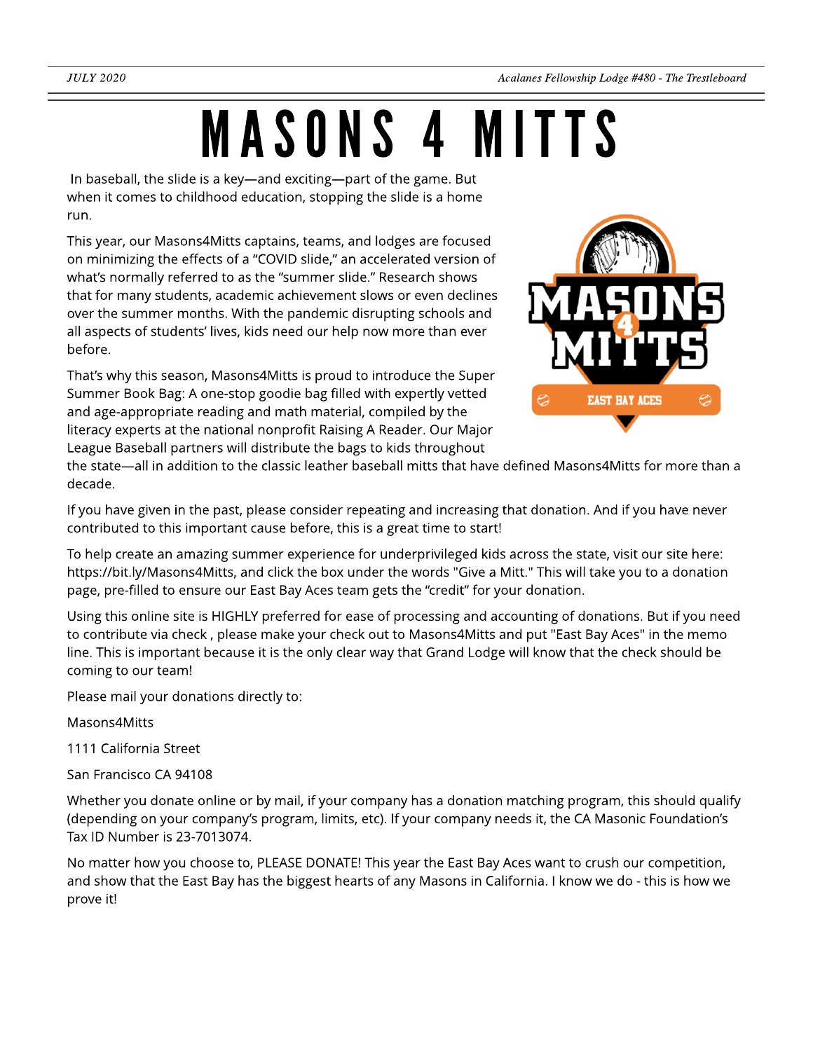# MASONS 4 MITTS

In baseball, the slide is a key—and exciting—part of the game. But when it comes to childhood education, stopping the slide is a home run.

This year, our Masons4Mitts captains, teams, and lodges are focused on minimizing the effects of a "COVID slide," an accelerated version of what's normally referred to as the "summer slide." Research shows that for many students, academic achievement slows or even declines over the summer months. With the pandemic disrupting schools and all aspects of students' lives, kids need our help now more than ever before.

That's why this season, Masons4Mitts is proud to introduce the Super Summer Book Bag: A one-stop goodie bag filled with expertly vetted and age-appropriate reading and math material, compiled by the literacy experts at the national nonprofit Raising A Reader. Our Major League Baseball partners will distribute the bags to kids throughout the state—all in addition to the classic leather baseball mitts that have defined Masons4Mitts for more than a decade.

If you have given in the past, please consider repeating and increasing that donation. And if you have never contributed to this important cause before, this is a great time to start!

To help create an amazing summer experience for underprivileged kids across the state, visit our site here: https://bit.ly/Masons4Mitts, and click the box under the words "Give a Mitt." This will take you to a donation page, pre-filled to ensure our East Bay Aces team gets the "credit" for your donation.

Using this online site is HIGHLY preferred for ease of processing and accounting of donations. But if you need to contribute via check , please make your check out to Masons4Mitts and put "East Bay Aces" in the memo line. This is important because it is the only clear way that Grand Lodge will know that the check should be coming to our team!

Please mail your donations directly to:

Masons4Mitts

1111 California Street

San Francisco CA 94108

Whether you donate online or by mail, if your company has a donation matching program, this should qualify (depending on your company's program, limits, etc). If your company needs it, the CA Masonic Foundation's Tax ID Number is 23-7013074.

No matter how you choose to, PLEASE DONATE! This year the East Bay Aces want to crush our competition, and show that the East Bay has the biggest hearts of any Masons in California. I know we do - this is how we prove it!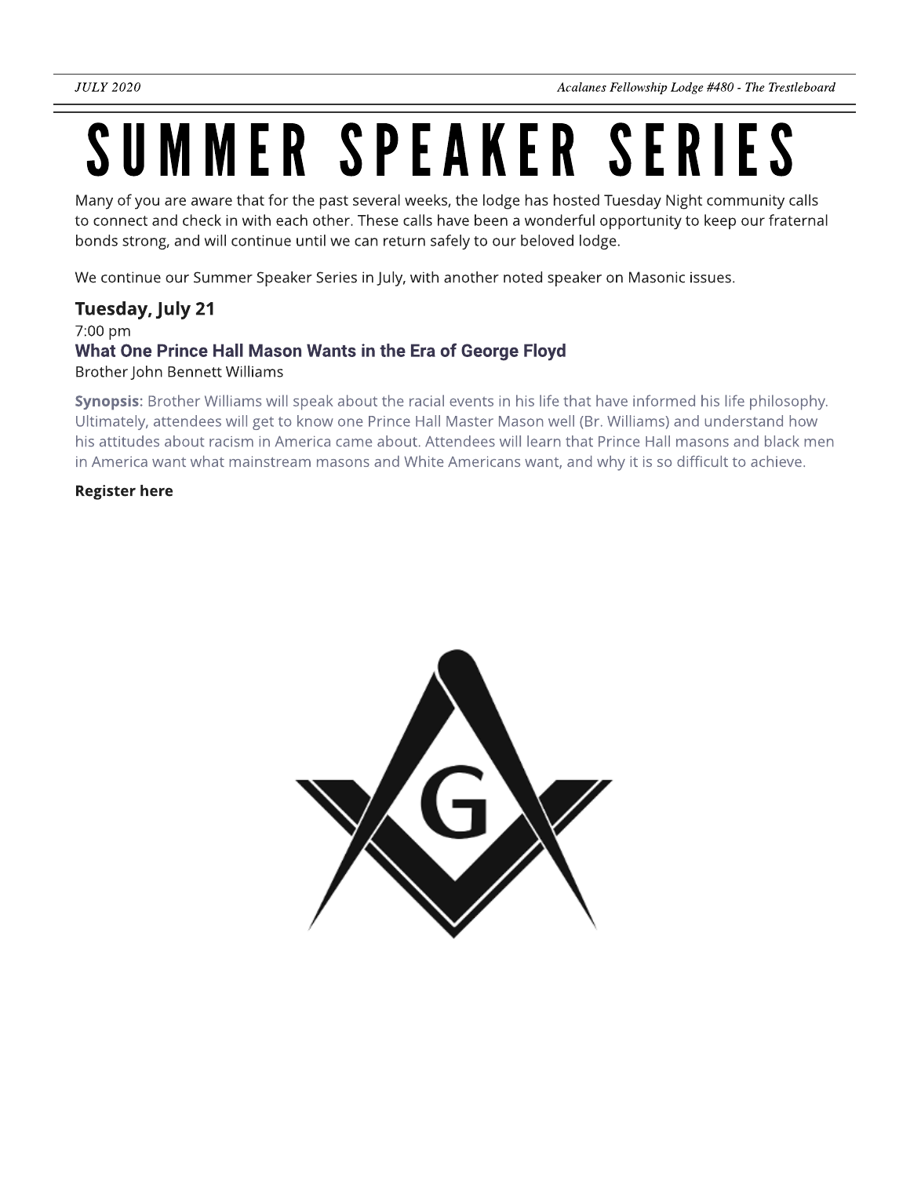# SUMMER SPEAKER SERIES

Many of you are aware that for the past several weeks, the lodge has hosted Tuesday Night community calls to connect and check in with each other. These calls have been a wonderful opportunity to keep our fraternal bonds strong, and will continue until we can return safely to our beloved lodge.

We continue our Summer Speaker Series in July, with another noted speaker on Masonic issues.

## Tuesday, July 21

7:00 pm

### What One Prince Hall Mason Wants in the Era of George Floyd

Brother John Bennett Williams

**Synopsis:** Brother Williams will speak about the racial events in his life that have informed his life philosophy. Ultimately, attendees will get to know one Prince Hall Master Mason well (Br. Williams) and understand how his attitudes about racism in America came about. Attendees will learn that Prince Hall masons and black men in America want what mainstream masons and White Americans want, and why it is so difficult to achieve.

**Register here**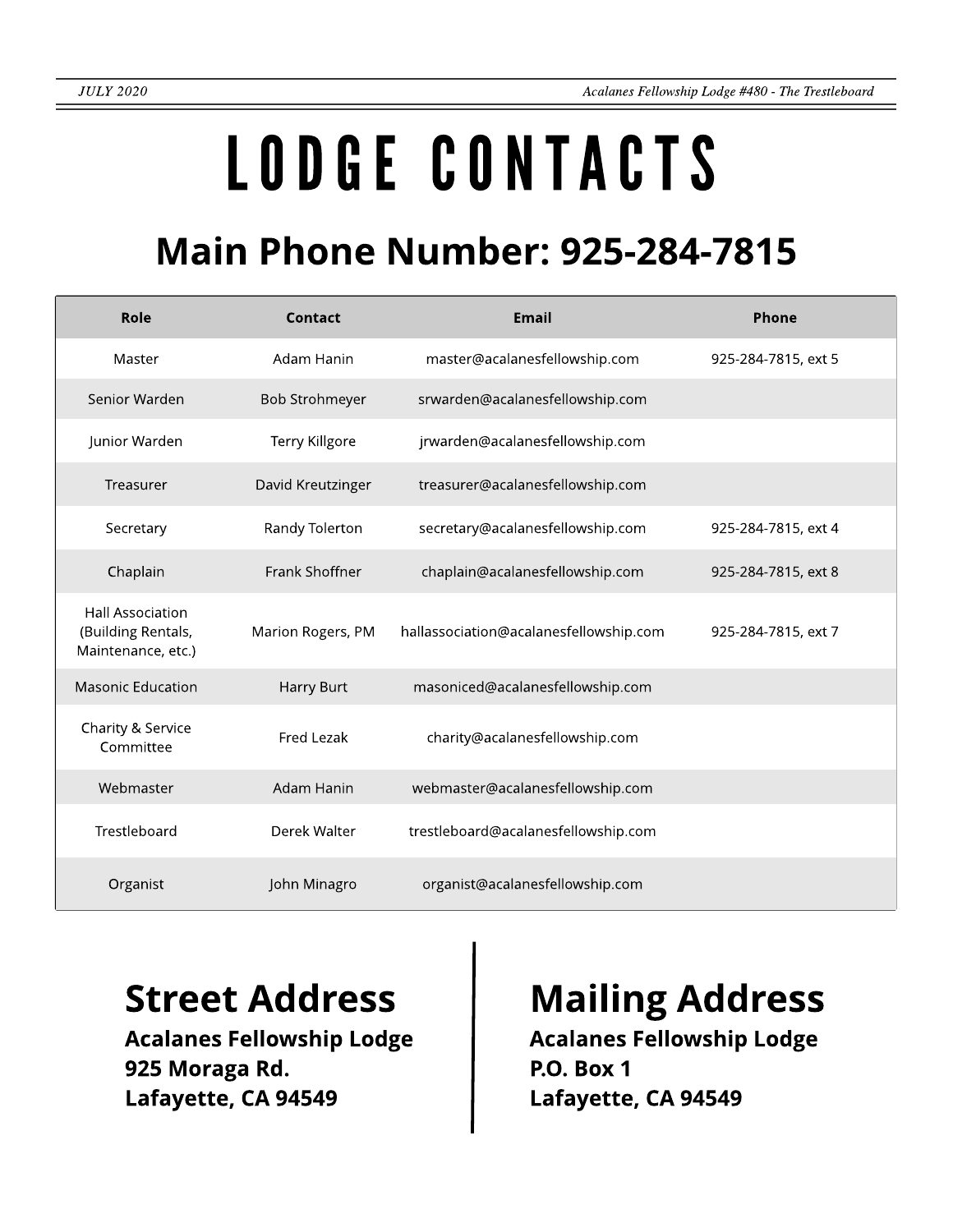# LODGE CONTACTS

## Main Phone Number: 925-284-7815

| Role | Contact | Email | Phone |
|---|---|---|---|
| Master | Adam Hanin | master@acalanesfellowship.com | 925-284-7815, ext 5 |
| Senior Warden | Bob Strohmeyer | srwarden@acalanesfellowship.com | |
| Junior Warden | Terry Killgore | jrwarden@acalanesfellowship.com | |
| Treasurer | David Kreutzinger | treasurer@acalanesfellowship.com | |
| Secretary | Randy Tolerton | secretary@acalanesfellowship.com | 925-284-7815, ext 4 |
| Chaplain | Frank Shoffner | chaplain@acalanesfellowship.com | 925-284-7815, ext 8 |
| Hall Association (Building Rentals, Maintenance, etc.) | Marion Rogers, PM | hallassociation@acalanesfellowship.com | 925-284-7815, ext 7 |
| Masonic Education | Harry Burt | masoniced@acalanesfellowship.com | |
| Charity & Service Committee | Fred Lezak | charity@acalanesfellowship.com | |
| Webmaster | Adam Hanin | webmaster@acalanesfellowship.com | |
| Trestleboard | Derek Walter | trestleboard@acalanesfellowship.com | |
| Organist | John Minagro | organist@acalanesfellowship.com | |

## Street Address

**Acalanes Fellowship Lodge**
**925 Moraga Rd.**
**Lafayette, CA 94549**

## Mailing Address

**Acalanes Fellowship Lodge**
**P.O. Box 1**
**Lafayette, CA 94549**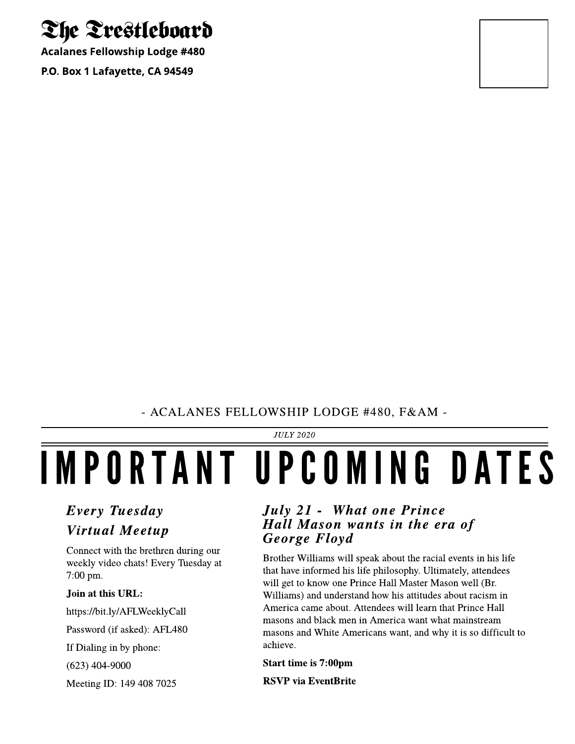# The Trestleboard

**Acalanes Fellowship Lodge #480**

**P.O. Box 1 Lafayette, CA 94549**

- ACALANES FELLOWSHIP LODGE #480, F&AM -

*JULY 2020*

# IMPORTANT UPCOMING DATES

### *Every Tuesday Virtual Meetup*

Connect with the brethren during our weekly video chats! Every Tuesday at 7:00 pm.

**Join at this URL:**

https://bit.ly/AFLWeeklyCall

Password (if asked): AFL480

If Dialing in by phone:

(623) 404-9000

Meeting ID: 149 408 7025

### *July 21 - What one Prince Hall Mason wants in the era of George Floyd*

Brother Williams will speak about the racial events in his life that have informed his life philosophy. Ultimately, attendees will get to know one Prince Hall Master Mason well (Br. Williams) and understand how his attitudes about racism in America came about. Attendees will learn that Prince Hall masons and black men in America want what mainstream masons and White Americans want, and why it is so difficult to achieve.

**Start time is 7:00pm**

**RSVP via EventBrite**